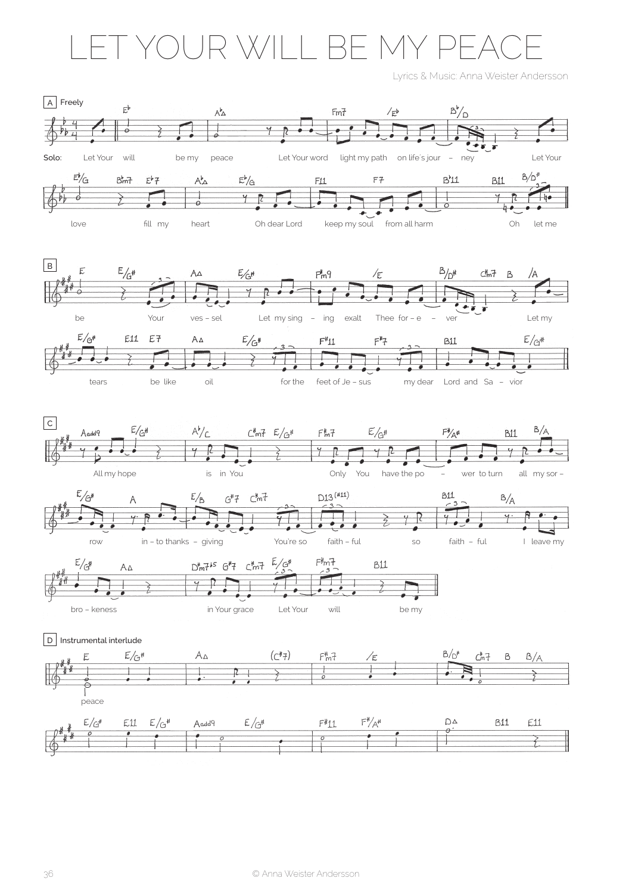# LET YOUR WILL BE MY PEACE

Lyrics & Music: Anna Weister Andersson

A Freely

Solo: Let Your will be my peace Let Your word light my path on life's jour – ney Let Your love fill my heart Oh dear Lord keep my soul from all harm Oh let me

B

be Your ves – sel Let my sing – ing exalt Thee for – e – ver Let my tears be like oil for the feet of Je – sus my dear Lord and Sa – vior

C

All my hope is in You Only You have the po – wer to turn all my sor – row in – to thanks – giving You're so faith – ful so faith – ful I leave my bro – keness in Your grace Let Your will be my

D Instrumental interlude

peace

© Anna Weister Andersson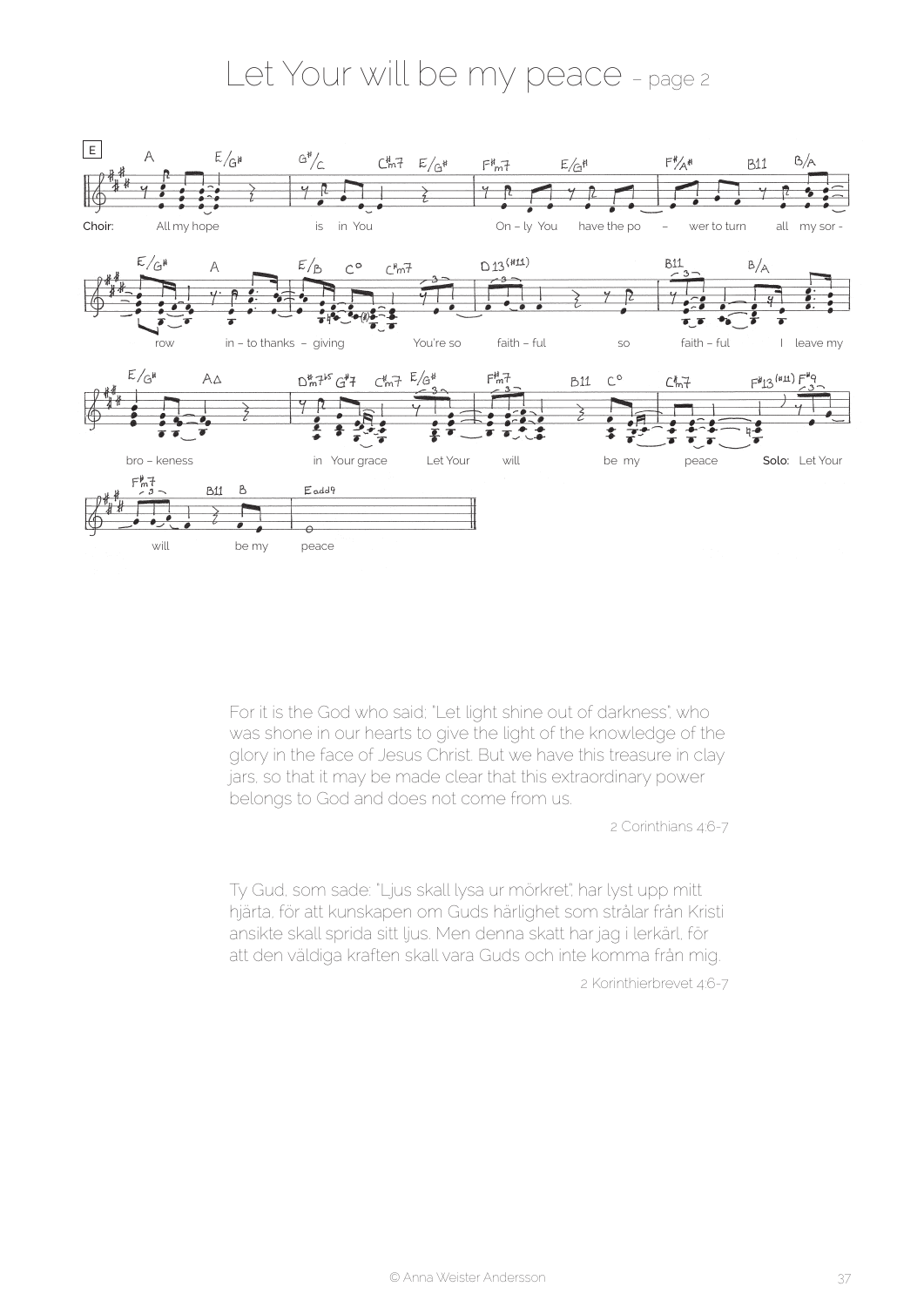# Let Your will be my peace – page 2

For it is the God who said; "Let light shine out of darkness", who was shone in our hearts to give the light of the knowledge of the glory in the face of Jesus Christ. But we have this treasure in clay jars, so that it may be made clear that this extraordinary power belongs to God and does not come from us.

2 Corinthians 4:6-7

Ty Gud, som sade: "Ljus skall lysa ur mörkret", har lyst upp mitt hjärta, för att kunskapen om Guds härlighet som strålar från Kristi ansikte skall sprida sitt ljus. Men denna skatt har jag i lerkärl, för att den väldiga kraften skall vara Guds och inte komma från mig.

2 Korinthierbrevet 4:6-7

© Anna Weister Andersson